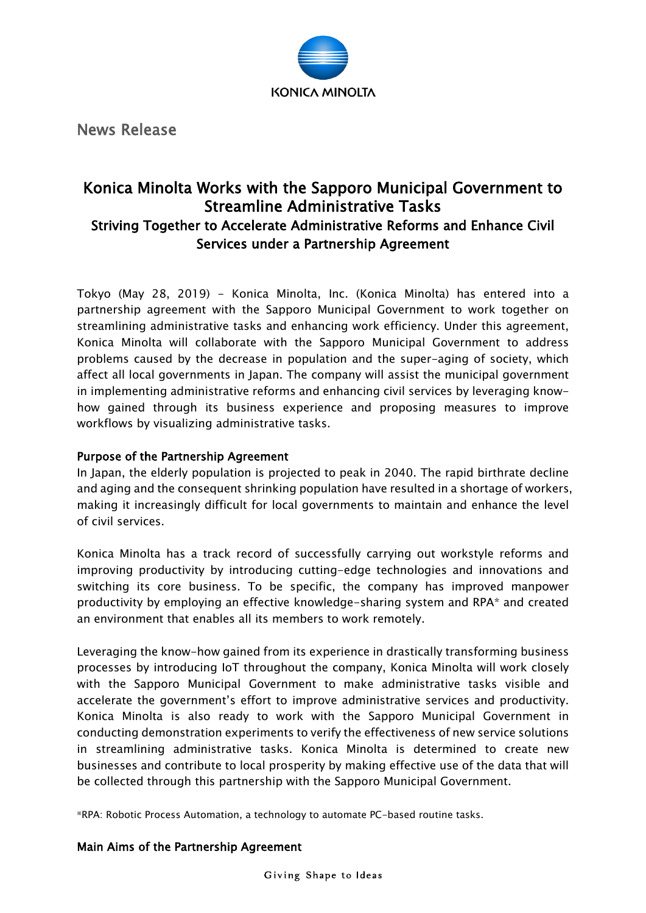News Release

# Konica Minolta Works with the Sapporo Municipal Government to Streamline Administrative Tasks

## Striving Together to Accelerate Administrative Reforms and Enhance Civil Services under a Partnership Agreement

Tokyo (May 28, 2019) - Konica Minolta, Inc. (Konica Minolta) has entered into a partnership agreement with the Sapporo Municipal Government to work together on streamlining administrative tasks and enhancing work efficiency. Under this agreement, Konica Minolta will collaborate with the Sapporo Municipal Government to address problems caused by the decrease in population and the super-aging of society, which affect all local governments in Japan. The company will assist the municipal government in implementing administrative reforms and enhancing civil services by leveraging know-how gained through its business experience and proposing measures to improve workflows by visualizing administrative tasks.

### Purpose of the Partnership Agreement

In Japan, the elderly population is projected to peak in 2040. The rapid birthrate decline and aging and the consequent shrinking population have resulted in a shortage of workers, making it increasingly difficult for local governments to maintain and enhance the level of civil services.

Konica Minolta has a track record of successfully carrying out workstyle reforms and improving productivity by introducing cutting-edge technologies and innovations and switching its core business. To be specific, the company has improved manpower productivity by employing an effective knowledge-sharing system and RPA* and created an environment that enables all its members to work remotely.

Leveraging the know-how gained from its experience in drastically transforming business processes by introducing IoT throughout the company, Konica Minolta will work closely with the Sapporo Municipal Government to make administrative tasks visible and accelerate the government's effort to improve administrative services and productivity. Konica Minolta is also ready to work with the Sapporo Municipal Government in conducting demonstration experiments to verify the effectiveness of new service solutions in streamlining administrative tasks. Konica Minolta is determined to create new businesses and contribute to local prosperity by making effective use of the data that will be collected through this partnership with the Sapporo Municipal Government.

*RPA: Robotic Process Automation, a technology to automate PC-based routine tasks.

### Main Aims of the Partnership Agreement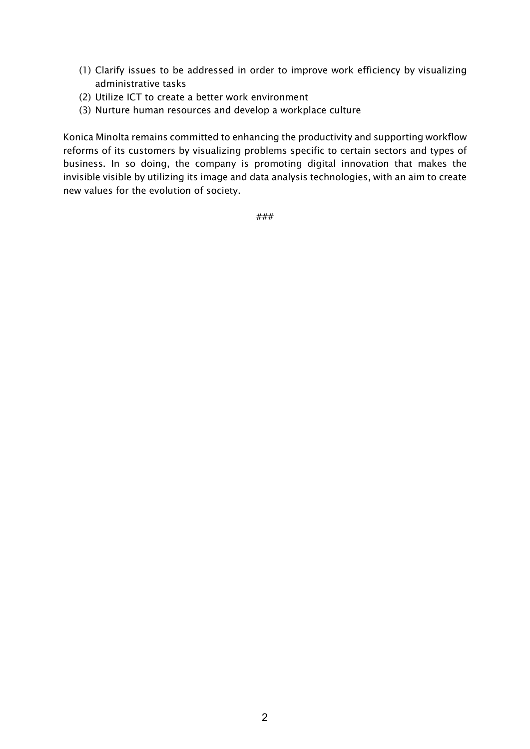(1) Clarify issues to be addressed in order to improve work efficiency by visualizing administrative tasks
(2) Utilize ICT to create a better work environment
(3) Nurture human resources and develop a workplace culture

Konica Minolta remains committed to enhancing the productivity and supporting workflow reforms of its customers by visualizing problems specific to certain sectors and types of business. In so doing, the company is promoting digital innovation that makes the invisible visible by utilizing its image and data analysis technologies, with an aim to create new values for the evolution of society.

###